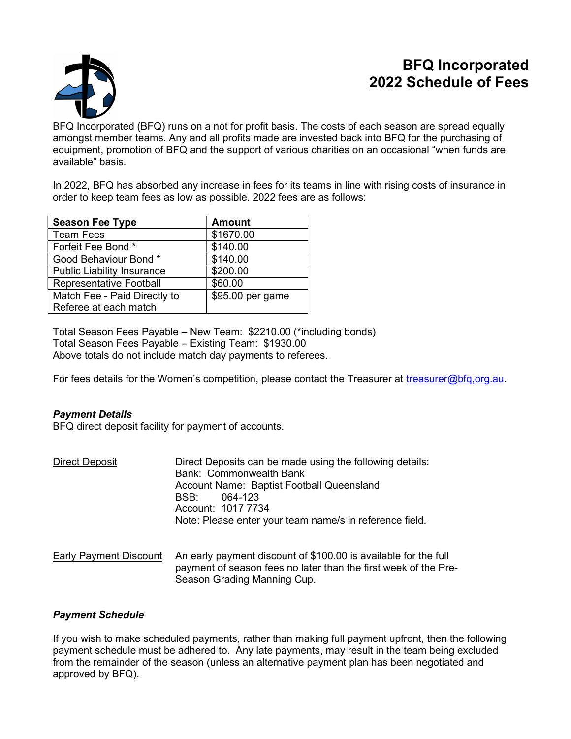# BFQ Incorporated
# 2022 Schedule of Fees

BFQ Incorporated (BFQ) runs on a not for profit basis. The costs of each season are spread equally amongst member teams. Any and all profits made are invested back into BFQ for the purchasing of equipment, promotion of BFQ and the support of various charities on an occasional "when funds are available" basis.

In 2022, BFQ has absorbed any increase in fees for its teams in line with rising costs of insurance in order to keep team fees as low as possible. 2022 fees are as follows:

| Season Fee Type | Amount |
|---|---|
| Team Fees | $1670.00 |
| Forfeit Fee Bond * | $140.00 |
| Good Behaviour Bond * | $140.00 |
| Public Liability Insurance | $200.00 |
| Representative Football | $60.00 |
| Match Fee - Paid Directly to Referee at each match | $95.00 per game |

Total Season Fees Payable – New Team: $2210.00 (*including bonds)
Total Season Fees Payable – Existing Team: $1930.00
Above totals do not include match day payments to referees.

For fees details for the Women's competition, please contact the Treasurer at treasurer@bfq,org.au.

***Payment Details***
BFQ direct deposit facility for payment of accounts.

Direct Deposit

Direct Deposits can be made using the following details:
Bank: Commonwealth Bank
Account Name: Baptist Football Queensland
BSB: 064-123
Account: 1017 7734
Note: Please enter your team name/s in reference field.

Early Payment Discount

An early payment discount of $100.00 is available for the full payment of season fees no later than the first week of the Pre-Season Grading Manning Cup.

***Payment Schedule***

If you wish to make scheduled payments, rather than making full payment upfront, then the following payment schedule must be adhered to. Any late payments, may result in the team being excluded from the remainder of the season (unless an alternative payment plan has been negotiated and approved by BFQ).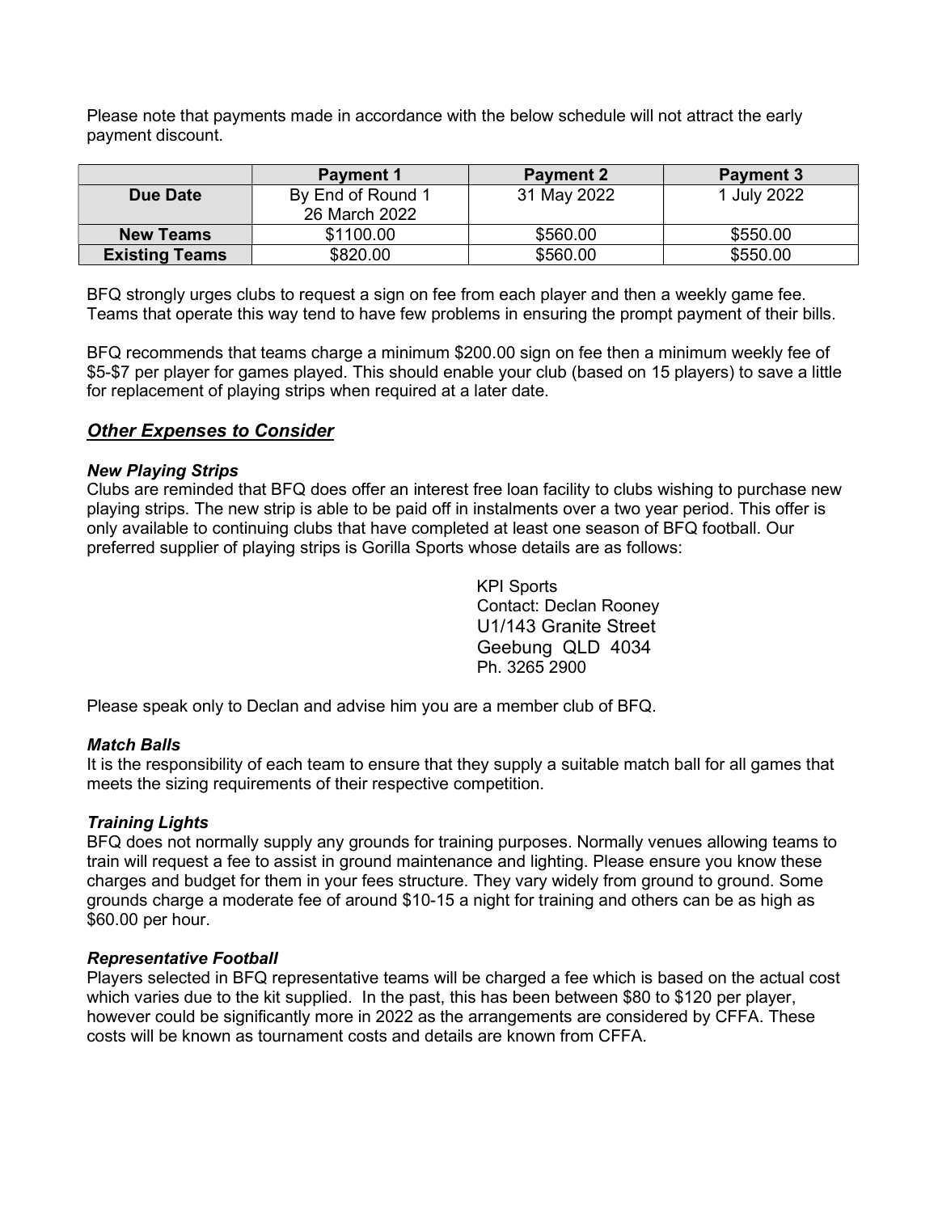Please note that payments made in accordance with the below schedule will not attract the early payment discount.

| | Payment 1 | Payment 2 | Payment 3 |
|---|---|---|---|
| **Due Date** | By End of Round 1 26 March 2022 | 31 May 2022 | 1 July 2022 |
| **New Teams** | $1100.00 | $560.00 | $550.00 |
| **Existing Teams** | $820.00 | $560.00 | $550.00 |

BFQ strongly urges clubs to request a sign on fee from each player and then a weekly game fee. Teams that operate this way tend to have few problems in ensuring the prompt payment of their bills.

BFQ recommends that teams charge a minimum $200.00 sign on fee then a minimum weekly fee of $5-$7 per player for games played. This should enable your club (based on 15 players) to save a little for replacement of playing strips when required at a later date.

## ***Other Expenses to Consider***

***New Playing Strips***

Clubs are reminded that BFQ does offer an interest free loan facility to clubs wishing to purchase new playing strips. The new strip is able to be paid off in instalments over a two year period. This offer is only available to continuing clubs that have completed at least one season of BFQ football. Our preferred supplier of playing strips is Gorilla Sports whose details are as follows:

KPI Sports
Contact: Declan Rooney
U1/143 Granite Street
Geebung QLD 4034
Ph. 3265 2900

Please speak only to Declan and advise him you are a member club of BFQ.

***Match Balls***

It is the responsibility of each team to ensure that they supply a suitable match ball for all games that meets the sizing requirements of their respective competition.

***Training Lights***

BFQ does not normally supply any grounds for training purposes. Normally venues allowing teams to train will request a fee to assist in ground maintenance and lighting. Please ensure you know these charges and budget for them in your fees structure. They vary widely from ground to ground. Some grounds charge a moderate fee of around $10-15 a night for training and others can be as high as $60.00 per hour.

***Representative Football***

Players selected in BFQ representative teams will be charged a fee which is based on the actual cost which varies due to the kit supplied. In the past, this has been between $80 to $120 per player, however could be significantly more in 2022 as the arrangements are considered by CFFA. These costs will be known as tournament costs and details are known from CFFA.